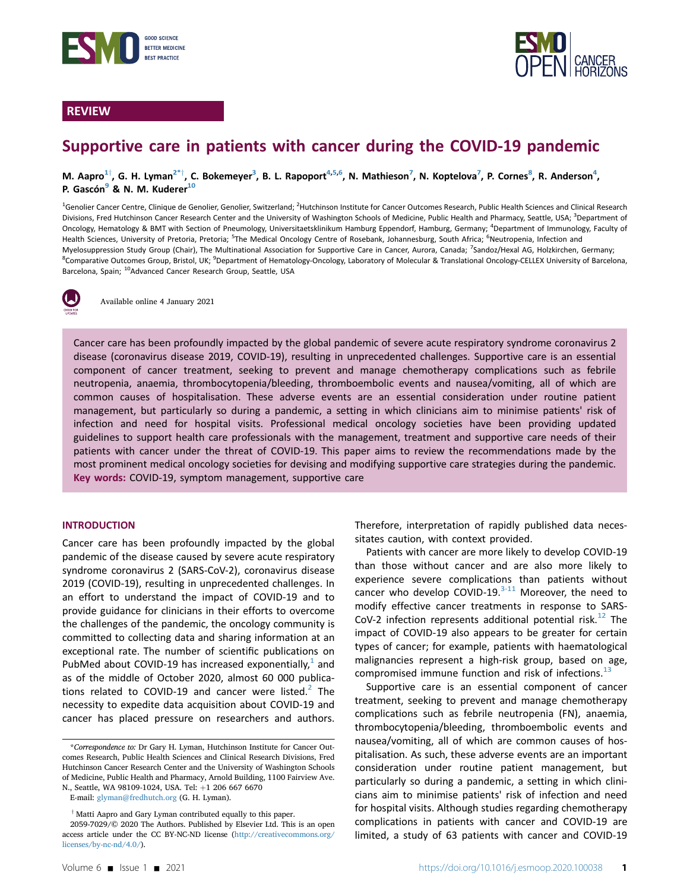REVIEW

# Supportive care in patients with cancer during the COVID-19 pandemic

M. Aapro[1†], G. H. Lyman[2*†], C. Bokemeyer[3], B. L. Rapoport[4,5,6], N. Mathieson[7], N. Koptelova[7], P. Cornes[8], R. Anderson[4], P. Gascón[9] & N. M. Kuderer[10]

[1]Genolier Cancer Centre, Clinique de Genolier, Genolier, Switzerland; [2]Hutchinson Institute for Cancer Outcomes Research, Public Health Sciences and Clinical Research Divisions, Fred Hutchinson Cancer Research Center and the University of Washington Schools of Medicine, Public Health and Pharmacy, Seattle, USA; [3]Department of Oncology, Hematology & BMT with Section of Pneumology, Universitaetsklinikum Hamburg Eppendorf, Hamburg, Germany; [4]Department of Immunology, Faculty of Health Sciences, University of Pretoria, Pretoria; [5]The Medical Oncology Centre of Rosebank, Johannesburg, South Africa; [6]Neutropenia, Infection and Myelosuppression Study Group (Chair), The Multinational Association for Supportive Care in Cancer, Aurora, Canada; [7]Sandoz/Hexal AG, Holzkirchen, Germany; [8]Comparative Outcomes Group, Bristol, UK; [9]Department of Hematology-Oncology, Laboratory of Molecular & Translational Oncology-CELLEX University of Barcelona, Barcelona, Spain; [10]Advanced Cancer Research Group, Seattle, USA

Available online 4 January 2021

Cancer care has been profoundly impacted by the global pandemic of severe acute respiratory syndrome coronavirus 2 disease (coronavirus disease 2019, COVID-19), resulting in unprecedented challenges. Supportive care is an essential component of cancer treatment, seeking to prevent and manage chemotherapy complications such as febrile neutropenia, anaemia, thrombocytopenia/bleeding, thromboembolic events and nausea/vomiting, all of which are common causes of hospitalisation. These adverse events are an essential consideration under routine patient management, but particularly so during a pandemic, a setting in which clinicians aim to minimise patients' risk of infection and need for hospital visits. Professional medical oncology societies have been providing updated guidelines to support health care professionals with the management, treatment and supportive care needs of their patients with cancer under the threat of COVID-19. This paper aims to review the recommendations made by the most prominent medical oncology societies for devising and modifying supportive care strategies during the pandemic.

**Key words:** COVID-19, symptom management, supportive care

## INTRODUCTION

Cancer care has been profoundly impacted by the global pandemic of the disease caused by severe acute respiratory syndrome coronavirus 2 (SARS-CoV-2), coronavirus disease 2019 (COVID-19), resulting in unprecedented challenges. In an effort to understand the impact of COVID-19 and to provide guidance for clinicians in their efforts to overcome the challenges of the pandemic, the oncology community is committed to collecting data and sharing information at an exceptional rate. The number of scientific publications on PubMed about COVID-19 has increased exponentially,[1] and as of the middle of October 2020, almost 60 000 publications related to COVID-19 and cancer were listed.[2] The necessity to expedite data acquisition about COVID-19 and cancer has placed pressure on researchers and authors. Therefore, interpretation of rapidly published data necessitates caution, with context provided.

Patients with cancer are more likely to develop COVID-19 than those without cancer and are also more likely to experience severe complications than patients without cancer who develop COVID-19.[3-11] Moreover, the need to modify effective cancer treatments in response to SARS-CoV-2 infection represents additional potential risk.[12] The impact of COVID-19 also appears to be greater for certain types of cancer; for example, patients with haematological malignancies represent a high-risk group, based on age, compromised immune function and risk of infections.[13]

Supportive care is an essential component of cancer treatment, seeking to prevent and manage chemotherapy complications such as febrile neutropenia (FN), anaemia, thrombocytopenia/bleeding, thromboembolic events and nausea/vomiting, all of which are common causes of hospitalisation. As such, these adverse events are an important consideration under routine patient management, but particularly so during a pandemic, a setting in which clinicians aim to minimise patients' risk of infection and need for hospital visits. Although studies regarding chemotherapy complications in patients with cancer and COVID-19 are limited, a study of 63 patients with cancer and COVID-19

---

*Correspondence to: Dr Gary H. Lyman, Hutchinson Institute for Cancer Outcomes Research, Public Health Sciences and Clinical Research Divisions, Fred Hutchinson Cancer Research Center and the University of Washington Schools of Medicine, Public Health and Pharmacy, Arnold Building, 1100 Fairview Ave. N., Seattle, WA 98109-1024, USA. Tel: +1 206 667 6670

E-mail: glyman@fredhutch.org (G. H. Lyman).

† Matti Aapro and Gary Lyman contributed equally to this paper.

2059-7029/© 2020 The Authors. Published by Elsevier Ltd. This is an open access article under the CC BY-NC-ND license (http://creativecommons.org/licenses/by-nc-nd/4.0/).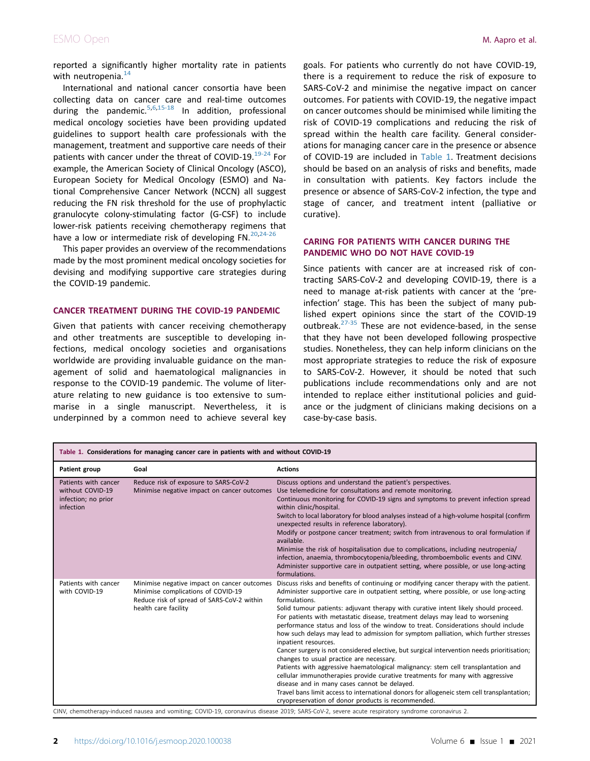reported a significantly higher mortality rate in patients with neutropenia.[14]

International and national cancer consortia have been collecting data on cancer care and real-time outcomes during the pandemic.[5,6,15-18] In addition, professional medical oncology societies have been providing updated guidelines to support health care professionals with the management, treatment and supportive care needs of their patients with cancer under the threat of COVID-19.[19-24] For example, the American Society of Clinical Oncology (ASCO), European Society for Medical Oncology (ESMO) and National Comprehensive Cancer Network (NCCN) all suggest reducing the FN risk threshold for the use of prophylactic granulocyte colony-stimulating factor (G-CSF) to include lower-risk patients receiving chemotherapy regimens that have a low or intermediate risk of developing FN.[20,24-26]

This paper provides an overview of the recommendations made by the most prominent medical oncology societies for devising and modifying supportive care strategies during the COVID-19 pandemic.

## CANCER TREATMENT DURING THE COVID-19 PANDEMIC

Given that patients with cancer receiving chemotherapy and other treatments are susceptible to developing infections, medical oncology societies and organisations worldwide are providing invaluable guidance on the management of solid and haematological malignancies in response to the COVID-19 pandemic. The volume of literature relating to new guidance is too extensive to summarise in a single manuscript. Nevertheless, it is underpinned by a common need to achieve several key goals. For patients who currently do not have COVID-19, there is a requirement to reduce the risk of exposure to SARS-CoV-2 and minimise the negative impact on cancer outcomes. For patients with COVID-19, the negative impact on cancer outcomes should be minimised while limiting the risk of COVID-19 complications and reducing the risk of spread within the health care facility. General considerations for managing cancer care in the presence or absence of COVID-19 are included in Table 1. Treatment decisions should be based on an analysis of risks and benefits, made in consultation with patients. Key factors include the presence or absence of SARS-CoV-2 infection, the type and stage of cancer, and treatment intent (palliative or curative).

## CARING FOR PATIENTS WITH CANCER DURING THE PANDEMIC WHO DO NOT HAVE COVID-19

Since patients with cancer are at increased risk of contracting SARS-CoV-2 and developing COVID-19, there is a need to manage at-risk patients with cancer at the 'pre-infection' stage. This has been the subject of many published expert opinions since the start of the COVID-19 outbreak.[27-35] These are not evidence-based, in the sense that they have not been developed following prospective studies. Nonetheless, they can help inform clinicians on the most appropriate strategies to reduce the risk of exposure to SARS-CoV-2. However, it should be noted that such publications include recommendations only and are not intended to replace either institutional policies and guidance or the judgment of clinicians making decisions on a case-by-case basis.

**Table 1. Considerations for managing cancer care in patients with and without COVID-19**

| Patient group | Goal | Actions |
|---|---|---|
| Patients with cancer without COVID-19 infection; no prior infection | Reduce risk of exposure to SARS-CoV-2<br>Minimise negative impact on cancer outcomes | Discuss options and understand the patient's perspectives.<br>Use telemedicine for consultations and remote monitoring.<br>Continuous monitoring for COVID-19 signs and symptoms to prevent infection spread within clinic/hospital.<br>Switch to local laboratory for blood analyses instead of a high-volume hospital (confirm unexpected results in reference laboratory).<br>Modify or postpone cancer treatment; switch from intravenous to oral formulation if available.<br>Minimise the risk of hospitalisation due to complications, including neutropenia/infection, anaemia, thrombocytopenia/bleeding, thromboembolic events and CINV.<br>Administer supportive care in outpatient setting, where possible, or use long-acting formulations. |
| Patients with cancer with COVID-19 | Minimise negative impact on cancer outcomes<br>Minimise complications of COVID-19<br>Reduce risk of spread of SARS-CoV-2 within health care facility | Discuss risks and benefits of continuing or modifying cancer therapy with the patient.<br>Administer supportive care in outpatient setting, where possible, or use long-acting formulations.<br>Solid tumour patients: adjuvant therapy with curative intent likely should proceed. For patients with metastatic disease, treatment delays may lead to worsening performance status and loss of the window to treat. Considerations should include how such delays may lead to admission for symptom palliation, which further stresses inpatient resources.<br>Cancer surgery is not considered elective, but surgical intervention needs prioritisation; changes to usual practice are necessary.<br>Patients with aggressive haematological malignancy: stem cell transplantation and cellular immunotherapies provide curative treatments for many with aggressive disease and in many cases cannot be delayed.<br>Travel bans limit access to international donors for allogeneic stem cell transplantation; cryopreservation of donor products is recommended. |

CINV, chemotherapy-induced nausea and vomiting; COVID-19, coronavirus disease 2019; SARS-CoV-2, severe acute respiratory syndrome coronavirus 2.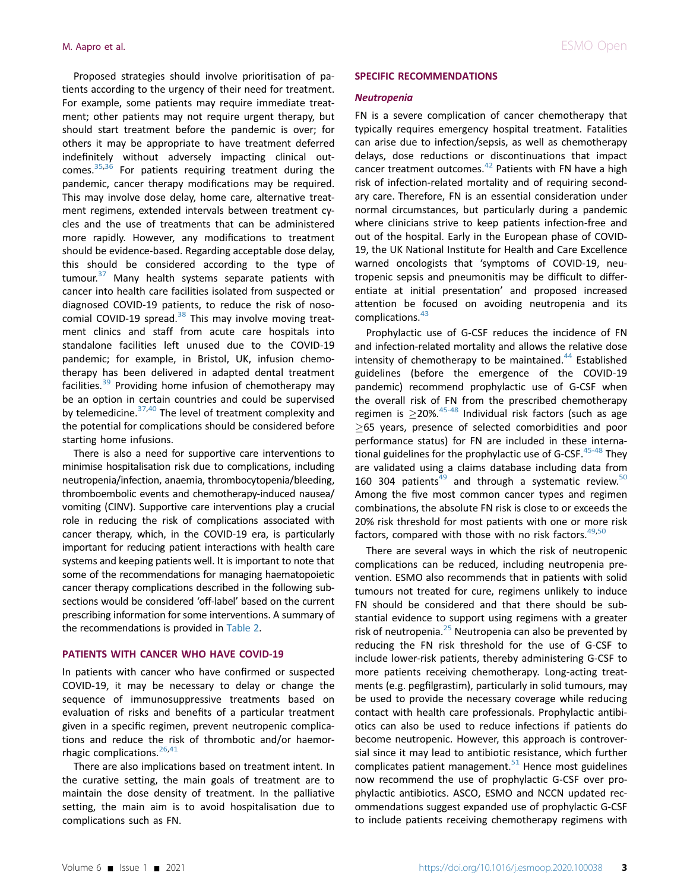Proposed strategies should involve prioritisation of patients according to the urgency of their need for treatment. For example, some patients may require immediate treatment; other patients may not require urgent therapy, but should start treatment before the pandemic is over; for others it may be appropriate to have treatment deferred indefinitely without adversely impacting clinical outcomes.[35,36] For patients requiring treatment during the pandemic, cancer therapy modifications may be required. This may involve dose delay, home care, alternative treatment regimens, extended intervals between treatment cycles and the use of treatments that can be administered more rapidly. However, any modifications to treatment should be evidence-based. Regarding acceptable dose delay, this should be considered according to the type of tumour.[37] Many health systems separate patients with cancer into health care facilities isolated from suspected or diagnosed COVID-19 patients, to reduce the risk of nosocomial COVID-19 spread.[38] This may involve moving treatment clinics and staff from acute care hospitals into standalone facilities left unused due to the COVID-19 pandemic; for example, in Bristol, UK, infusion chemotherapy has been delivered in adapted dental treatment facilities.[39] Providing home infusion of chemotherapy may be an option in certain countries and could be supervised by telemedicine.[37,40] The level of treatment complexity and the potential for complications should be considered before starting home infusions.

There is also a need for supportive care interventions to minimise hospitalisation risk due to complications, including neutropenia/infection, anaemia, thrombocytopenia/bleeding, thromboembolic events and chemotherapy-induced nausea/vomiting (CINV). Supportive care interventions play a crucial role in reducing the risk of complications associated with cancer therapy, which, in the COVID-19 era, is particularly important for reducing patient interactions with health care systems and keeping patients well. It is important to note that some of the recommendations for managing haematopoietic cancer therapy complications described in the following subsections would be considered 'off-label' based on the current prescribing information for some interventions. A summary of the recommendations is provided in Table 2.

## PATIENTS WITH CANCER WHO HAVE COVID-19

In patients with cancer who have confirmed or suspected COVID-19, it may be necessary to delay or change the sequence of immunosuppressive treatments based on evaluation of risks and benefits of a particular treatment given in a specific regimen, prevent neutropenic complications and reduce the risk of thrombotic and/or haemorrhagic complications.[26,41]

There are also implications based on treatment intent. In the curative setting, the main goals of treatment are to maintain the dose density of treatment. In the palliative setting, the main aim is to avoid hospitalisation due to complications such as FN.

## SPECIFIC RECOMMENDATIONS

### *Neutropenia*

FN is a severe complication of cancer chemotherapy that typically requires emergency hospital treatment. Fatalities can arise due to infection/sepsis, as well as chemotherapy delays, dose reductions or discontinuations that impact cancer treatment outcomes.[42] Patients with FN have a high risk of infection-related mortality and of requiring secondary care. Therefore, FN is an essential consideration under normal circumstances, but particularly during a pandemic where clinicians strive to keep patients infection-free and out of the hospital. Early in the European phase of COVID-19, the UK National Institute for Health and Care Excellence warned oncologists that 'symptoms of COVID-19, neutropenic sepsis and pneumonitis may be difficult to differentiate at initial presentation' and proposed increased attention be focused on avoiding neutropenia and its complications.[43]

Prophylactic use of G-CSF reduces the incidence of FN and infection-related mortality and allows the relative dose intensity of chemotherapy to be maintained.[44] Established guidelines (before the emergence of the COVID-19 pandemic) recommend prophylactic use of G-CSF when the overall risk of FN from the prescribed chemotherapy regimen is $\geq$20%.[45-48] Individual risk factors (such as age $\geq$65 years, presence of selected comorbidities and poor performance status) for FN are included in these international guidelines for the prophylactic use of G-CSF.[45-48] They are validated using a claims database including data from 160 304 patients[49] and through a systematic review.[50] Among the five most common cancer types and regimen combinations, the absolute FN risk is close to or exceeds the 20% risk threshold for most patients with one or more risk factors, compared with those with no risk factors.[49,50]

There are several ways in which the risk of neutropenic complications can be reduced, including neutropenia prevention. ESMO also recommends that in patients with solid tumours not treated for cure, regimens unlikely to induce FN should be considered and that there should be substantial evidence to support using regimens with a greater risk of neutropenia.[25] Neutropenia can also be prevented by reducing the FN risk threshold for the use of G-CSF to include lower-risk patients, thereby administering G-CSF to more patients receiving chemotherapy. Long-acting treatments (e.g. pegfilgrastim), particularly in solid tumours, may be used to provide the necessary coverage while reducing contact with health care professionals. Prophylactic antibiotics can also be used to reduce infections if patients do become neutropenic. However, this approach is controversial since it may lead to antibiotic resistance, which further complicates patient management.[51] Hence most guidelines now recommend the use of prophylactic G-CSF over prophylactic antibiotics. ASCO, ESMO and NCCN updated recommendations suggest expanded use of prophylactic G-CSF to include patients receiving chemotherapy regimens with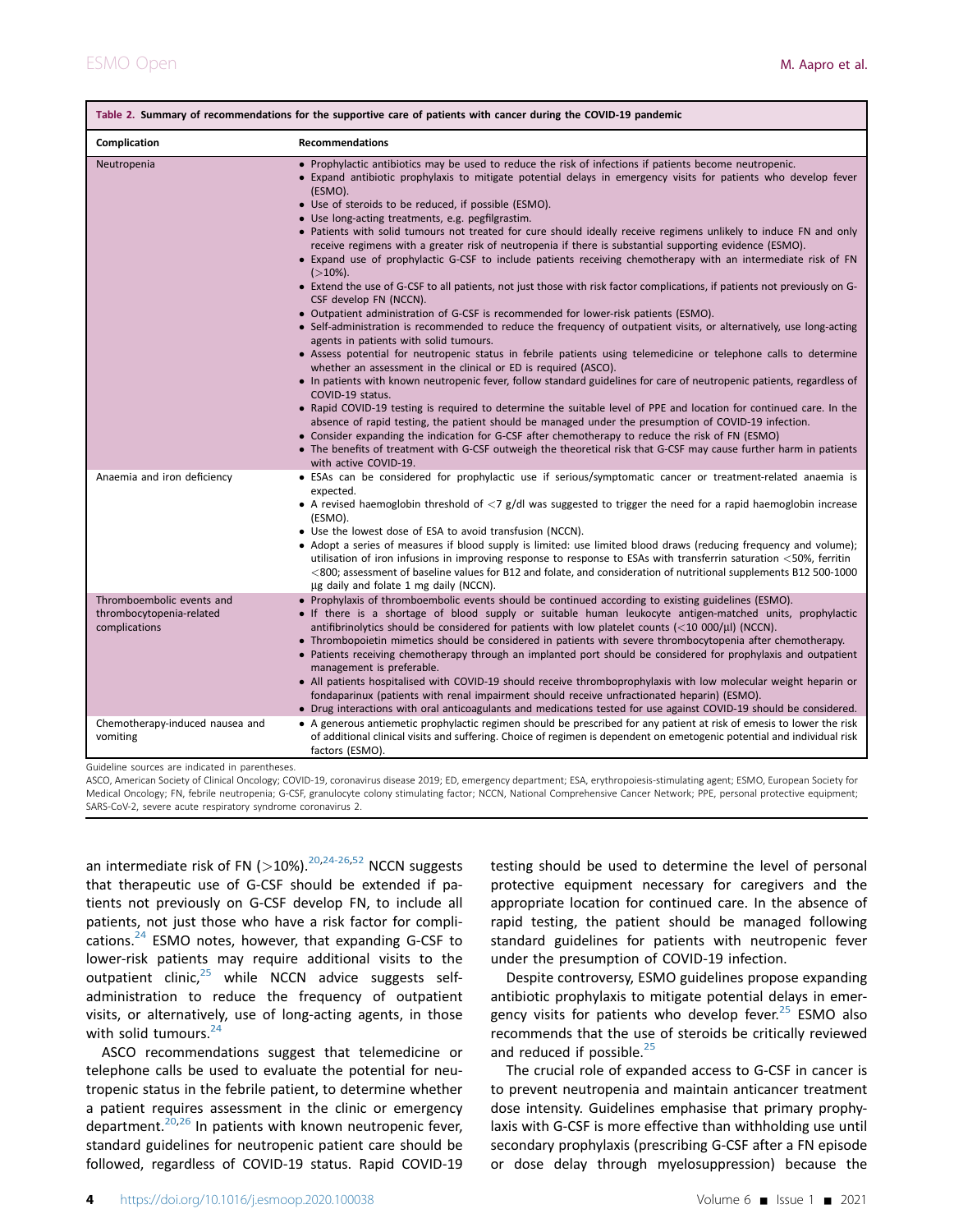**Table 2. Summary of recommendations for the supportive care of patients with cancer during the COVID-19 pandemic**

| Complication | Recommendations |
|---|---|
| Neutropenia | • Prophylactic antibiotics may be used to reduce the risk of infections if patients become neutropenic.<br>• Expand antibiotic prophylaxis to mitigate potential delays in emergency visits for patients who develop fever (ESMO).<br>• Use of steroids to be reduced, if possible (ESMO).<br>• Use long-acting treatments, e.g. pegfilgrastim.<br>• Patients with solid tumours not treated for cure should ideally receive regimens unlikely to induce FN and only receive regimens with a greater risk of neutropenia if there is substantial supporting evidence (ESMO).<br>• Expand use of prophylactic G-CSF to include patients receiving chemotherapy with an intermediate risk of FN (>10%).<br>• Extend the use of G-CSF to all patients, not just those with risk factor complications, if patients not previously on G-CSF develop FN (NCCN).<br>• Outpatient administration of G-CSF is recommended for lower-risk patients (ESMO).<br>• Self-administration is recommended to reduce the frequency of outpatient visits, or alternatively, use long-acting agents in patients with solid tumours.<br>• Assess potential for neutropenic status in febrile patients using telemedicine or telephone calls to determine whether an assessment in the clinical or ED is required (ASCO).<br>• In patients with known neutropenic fever, follow standard guidelines for care of neutropenic patients, regardless of COVID-19 status.<br>• Rapid COVID-19 testing is required to determine the suitable level of PPE and location for continued care. In the absence of rapid testing, the patient should be managed under the presumption of COVID-19 infection.<br>• Consider expanding the indication for G-CSF after chemotherapy to reduce the risk of FN (ESMO)<br>• The benefits of treatment with G-CSF outweigh the theoretical risk that G-CSF may cause further harm in patients with active COVID-19. |
| Anaemia and iron deficiency | • ESAs can be considered for prophylactic use if serious/symptomatic cancer or treatment-related anaemia is expected.<br>• A revised haemoglobin threshold of <7 g/dl was suggested to trigger the need for a rapid haemoglobin increase (ESMO).<br>• Use the lowest dose of ESA to avoid transfusion (NCCN).<br>• Adopt a series of measures if blood supply is limited: use limited blood draws (reducing frequency and volume); utilisation of iron infusions in improving response to response to ESAs with transferrin saturation <50%, ferritin <800; assessment of baseline values for B12 and folate, and consideration of nutritional supplements B12 500-1000 µg daily and folate 1 mg daily (NCCN). |
| Thromboembolic events and thrombocytopenia-related complications | • Prophylaxis of thromboembolic events should be continued according to existing guidelines (ESMO).<br>• If there is a shortage of blood supply or suitable human leukocyte antigen-matched units, prophylactic antifibrinolytics should be considered for patients with low platelet counts (<10 000/µl) (NCCN).<br>• Thrombopoietin mimetics should be considered in patients with severe thrombocytopenia after chemotherapy.<br>• Patients receiving chemotherapy through an implanted port should be considered for prophylaxis and outpatient management is preferable.<br>• All patients hospitalised with COVID-19 should receive thromboprophylaxis with low molecular weight heparin or fondaparinux (patients with renal impairment should receive unfractionated heparin) (ESMO).<br>• Drug interactions with oral anticoagulants and medications tested for use against COVID-19 should be considered. |
| Chemotherapy-induced nausea and vomiting | • A generous antiemetic prophylactic regimen should be prescribed for any patient at risk of emesis to lower the risk of additional clinical visits and suffering. Choice of regimen is dependent on emetogenic potential and individual risk factors (ESMO). |

Guideline sources are indicated in parentheses.

ASCO, American Society of Clinical Oncology; COVID-19, coronavirus disease 2019; ED, emergency department; ESA, erythropoiesis-stimulating agent; ESMO, European Society for Medical Oncology; FN, febrile neutropenia; G-CSF, granulocyte colony stimulating factor; NCCN, National Comprehensive Cancer Network; PPE, personal protective equipment; SARS-CoV-2, severe acute respiratory syndrome coronavirus 2.

an intermediate risk of FN (>10%).[20,24-26,52] NCCN suggests that therapeutic use of G-CSF should be extended if patients not previously on G-CSF develop FN, to include all patients, not just those who have a risk factor for complications.[24] ESMO notes, however, that expanding G-CSF to lower-risk patients may require additional visits to the outpatient clinic,[25] while NCCN advice suggests self-administration to reduce the frequency of outpatient visits, or alternatively, use of long-acting agents, in those with solid tumours.[24]

ASCO recommendations suggest that telemedicine or telephone calls be used to evaluate the potential for neutropenic status in the febrile patient, to determine whether a patient requires assessment in the clinic or emergency department.[20,26] In patients with known neutropenic fever, standard guidelines for neutropenic patient care should be followed, regardless of COVID-19 status. Rapid COVID-19 testing should be used to determine the level of personal protective equipment necessary for caregivers and the appropriate location for continued care. In the absence of rapid testing, the patient should be managed following standard guidelines for patients with neutropenic fever under the presumption of COVID-19 infection.

Despite controversy, ESMO guidelines propose expanding antibiotic prophylaxis to mitigate potential delays in emergency visits for patients who develop fever.[25] ESMO also recommends that the use of steroids be critically reviewed and reduced if possible.[25]

The crucial role of expanded access to G-CSF in cancer is to prevent neutropenia and maintain anticancer treatment dose intensity. Guidelines emphasise that primary prophylaxis with G-CSF is more effective than withholding use until secondary prophylaxis (prescribing G-CSF after a FN episode or dose delay through myelosuppression) because the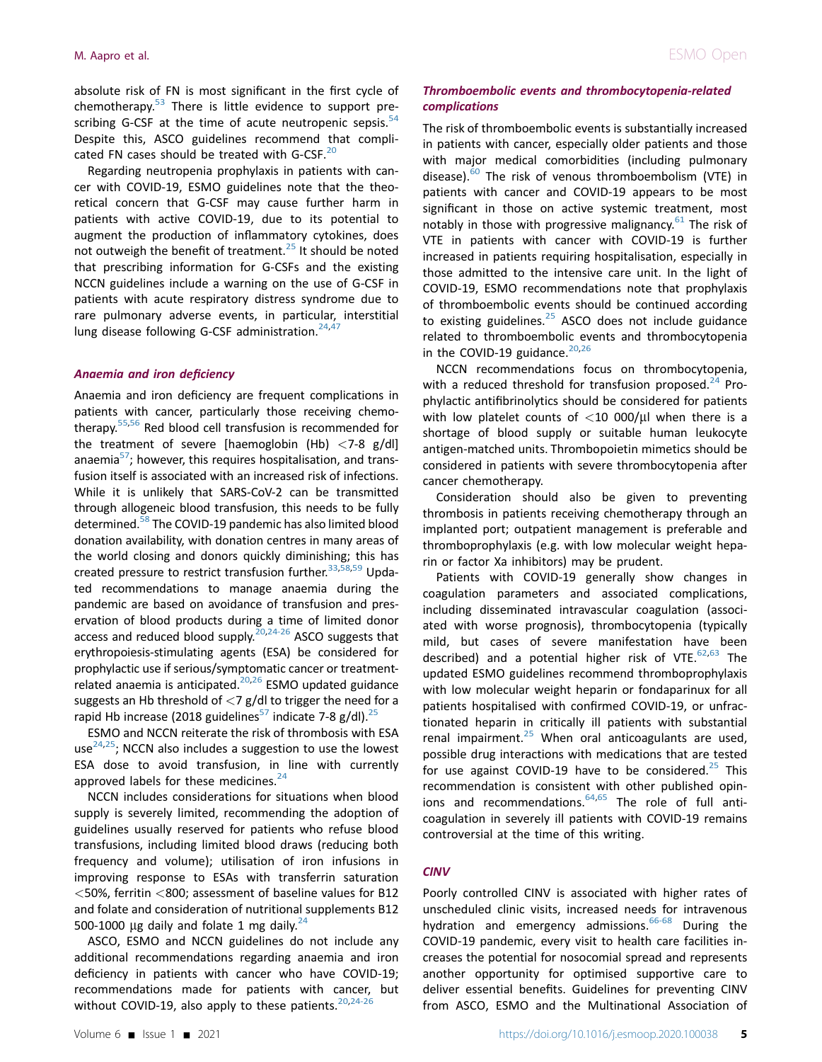absolute risk of FN is most significant in the first cycle of chemotherapy.[53] There is little evidence to support prescribing G-CSF at the time of acute neutropenic sepsis.[54] Despite this, ASCO guidelines recommend that complicated FN cases should be treated with G-CSF.[20]

Regarding neutropenia prophylaxis in patients with cancer with COVID-19, ESMO guidelines note that the theoretical concern that G-CSF may cause further harm in patients with active COVID-19, due to its potential to augment the production of inflammatory cytokines, does not outweigh the benefit of treatment.[25] It should be noted that prescribing information for G-CSFs and the existing NCCN guidelines include a warning on the use of G-CSF in patients with acute respiratory distress syndrome due to rare pulmonary adverse events, in particular, interstitial lung disease following G-CSF administration.[24,47]

### *Anaemia and iron deficiency*

Anaemia and iron deficiency are frequent complications in patients with cancer, particularly those receiving chemotherapy.[55,56] Red blood cell transfusion is recommended for the treatment of severe [haemoglobin (Hb) <7-8 g/dl] anaemia[57]; however, this requires hospitalisation, and transfusion itself is associated with an increased risk of infections. While it is unlikely that SARS-CoV-2 can be transmitted through allogeneic blood transfusion, this needs to be fully determined.[58] The COVID-19 pandemic has also limited blood donation availability, with donation centres in many areas of the world closing and donors quickly diminishing; this has created pressure to restrict transfusion further.[33,58,59] Updated recommendations to manage anaemia during the pandemic are based on avoidance of transfusion and preservation of blood products during a time of limited donor access and reduced blood supply.[20,24-26] ASCO suggests that erythropoiesis-stimulating agents (ESA) be considered for prophylactic use if serious/symptomatic cancer or treatment-related anaemia is anticipated.[20,26] ESMO updated guidance suggests an Hb threshold of <7 g/dl to trigger the need for a rapid Hb increase (2018 guidelines[57] indicate 7-8 g/dl).[25]

ESMO and NCCN reiterate the risk of thrombosis with ESA use[24,25]; NCCN also includes a suggestion to use the lowest ESA dose to avoid transfusion, in line with currently approved labels for these medicines.[24]

NCCN includes considerations for situations when blood supply is severely limited, recommending the adoption of guidelines usually reserved for patients who refuse blood transfusions, including limited blood draws (reducing both frequency and volume); utilisation of iron infusions in improving response to ESAs with transferrin saturation <50%, ferritin <800; assessment of baseline values for B12 and folate and consideration of nutritional supplements B12 500-1000 μg daily and folate 1 mg daily.[24]

ASCO, ESMO and NCCN guidelines do not include any additional recommendations regarding anaemia and iron deficiency in patients with cancer who have COVID-19; recommendations made for patients with cancer, but without COVID-19, also apply to these patients.[20,24-26]

### *Thromboembolic events and thrombocytopenia-related complications*

The risk of thromboembolic events is substantially increased in patients with cancer, especially older patients and those with major medical comorbidities (including pulmonary disease).[60] The risk of venous thromboembolism (VTE) in patients with cancer and COVID-19 appears to be most significant in those on active systemic treatment, most notably in those with progressive malignancy.[61] The risk of VTE in patients with cancer with COVID-19 is further increased in patients requiring hospitalisation, especially in those admitted to the intensive care unit. In the light of COVID-19, ESMO recommendations note that prophylaxis of thromboembolic events should be continued according to existing guidelines.[25] ASCO does not include guidance related to thromboembolic events and thrombocytopenia in the COVID-19 guidance.[20,26]

NCCN recommendations focus on thrombocytopenia, with a reduced threshold for transfusion proposed.[24] Prophylactic antifibrinolytics should be considered for patients with low platelet counts of <10 000/μl when there is a shortage of blood supply or suitable human leukocyte antigen-matched units. Thrombopoietin mimetics should be considered in patients with severe thrombocytopenia after cancer chemotherapy.

Consideration should also be given to preventing thrombosis in patients receiving chemotherapy through an implanted port; outpatient management is preferable and thromboprophylaxis (e.g. with low molecular weight heparin or factor Xa inhibitors) may be prudent.

Patients with COVID-19 generally show changes in coagulation parameters and associated complications, including disseminated intravascular coagulation (associated with worse prognosis), thrombocytopenia (typically mild, but cases of severe manifestation have been described) and a potential higher risk of VTE.[62,63] The updated ESMO guidelines recommend thromboprophylaxis with low molecular weight heparin or fondaparinux for all patients hospitalised with confirmed COVID-19, or unfractionated heparin in critically ill patients with substantial renal impairment.[25] When oral anticoagulants are used, possible drug interactions with medications that are tested for use against COVID-19 have to be considered.[25] This recommendation is consistent with other published opinions and recommendations.[64,65] The role of full anticoagulation in severely ill patients with COVID-19 remains controversial at the time of this writing.

### *CINV*

Poorly controlled CINV is associated with higher rates of unscheduled clinic visits, increased needs for intravenous hydration and emergency admissions.[66-68] During the COVID-19 pandemic, every visit to health care facilities increases the potential for nosocomial spread and represents another opportunity for optimised supportive care to deliver essential benefits. Guidelines for preventing CINV from ASCO, ESMO and the Multinational Association of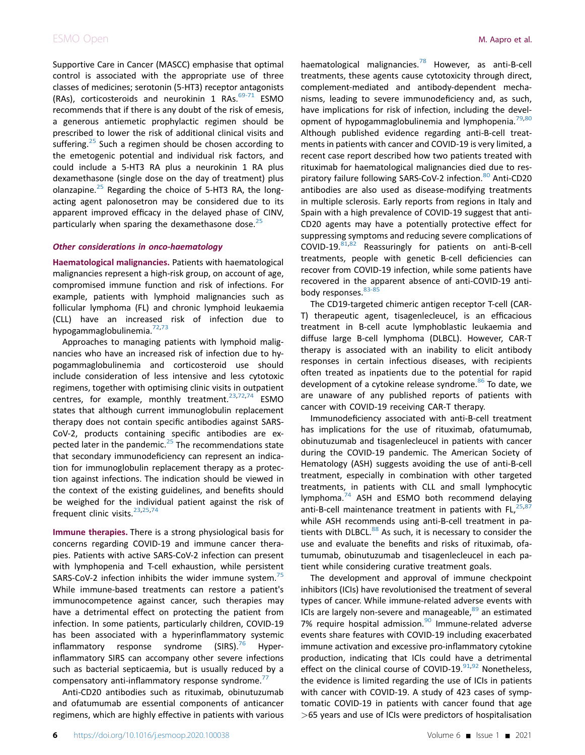Supportive Care in Cancer (MASCC) emphasise that optimal control is associated with the appropriate use of three classes of medicines; serotonin (5-HT3) receptor antagonists (RAs), corticosteroids and neurokinin 1 RAs.[69-71] ESMO recommends that if there is any doubt of the risk of emesis, a generous antiemetic prophylactic regimen should be prescribed to lower the risk of additional clinical visits and suffering.[25] Such a regimen should be chosen according to the emetogenic potential and individual risk factors, and could include a 5-HT3 RA plus a neurokinin 1 RA plus dexamethasone (single dose on the day of treatment) plus olanzapine.[25] Regarding the choice of 5-HT3 RA, the long-acting agent palonosetron may be considered due to its apparent improved efficacy in the delayed phase of CINV, particularly when sparing the dexamethasone dose.[25]

### *Other considerations in onco-haematology*

**Haematological malignancies.** Patients with haematological malignancies represent a high-risk group, on account of age, compromised immune function and risk of infections. For example, patients with lymphoid malignancies such as follicular lymphoma (FL) and chronic lymphoid leukaemia (CLL) have an increased risk of infection due to hypogammaglobulinemia.[72,73]

Approaches to managing patients with lymphoid malignancies who have an increased risk of infection due to hypogammaglobulinemia and corticosteroid use should include consideration of less intensive and less cytotoxic regimens, together with optimising clinic visits in outpatient centres, for example, monthly treatment.[23,72,74] ESMO states that although current immunoglobulin replacement therapy does not contain specific antibodies against SARS-CoV-2, products containing specific antibodies are expected later in the pandemic.[25] The recommendations state that secondary immunodeficiency can represent an indication for immunoglobulin replacement therapy as a protection against infections. The indication should be viewed in the context of the existing guidelines, and benefits should be weighed for the individual patient against the risk of frequent clinic visits.[23,25,74]

**Immune therapies.** There is a strong physiological basis for concerns regarding COVID-19 and immune cancer therapies. Patients with active SARS-CoV-2 infection can present with lymphopenia and T-cell exhaustion, while persistent SARS-CoV-2 infection inhibits the wider immune system.[75] While immune-based treatments can restore a patient's immunocompetence against cancer, such therapies may have a detrimental effect on protecting the patient from infection. In some patients, particularly children, COVID-19 has been associated with a hyperinflammatory systemic inflammatory response syndrome (SIRS).[76] Hyperinflammatory SIRS can accompany other severe infections such as bacterial septicaemia, but is usually reduced by a compensatory anti-inflammatory response syndrome.[77]

Anti-CD20 antibodies such as rituximab, obinutuzumab and ofatumumab are essential components of anticancer regimens, which are highly effective in patients with various haematological malignancies.[78] However, as anti-B-cell treatments, these agents cause cytotoxicity through direct, complement-mediated and antibody-dependent mechanisms, leading to severe immunodeficiency and, as such, have implications for risk of infection, including the development of hypogammaglobulinemia and lymphopenia.[79,80] Although published evidence regarding anti-B-cell treatments in patients with cancer and COVID-19 is very limited, a recent case report described how two patients treated with rituximab for haematological malignancies died due to respiratory failure following SARS-CoV-2 infection.[80] Anti-CD20 antibodies are also used as disease-modifying treatments in multiple sclerosis. Early reports from regions in Italy and Spain with a high prevalence of COVID-19 suggest that anti-CD20 agents may have a potentially protective effect for suppressing symptoms and reducing severe complications of COVID-19.[81,82] Reassuringly for patients on anti-B-cell treatments, people with genetic B-cell deficiencies can recover from COVID-19 infection, while some patients have recovered in the apparent absence of anti-COVID-19 antibody responses.[83-85]

The CD19-targeted chimeric antigen receptor T-cell (CAR-T) therapeutic agent, tisagenlecleucel, is an efficacious treatment in B-cell acute lymphoblastic leukaemia and diffuse large B-cell lymphoma (DLBCL). However, CAR-T therapy is associated with an inability to elicit antibody responses in certain infectious diseases, with recipients often treated as inpatients due to the potential for rapid development of a cytokine release syndrome.[86] To date, we are unaware of any published reports of patients with cancer with COVID-19 receiving CAR-T therapy.

Immunodeficiency associated with anti-B-cell treatment has implications for the use of rituximab, ofatumumab, obinutuzumab and tisagenlecleucel in patients with cancer during the COVID-19 pandemic. The American Society of Hematology (ASH) suggests avoiding the use of anti-B-cell treatment, especially in combination with other targeted treatments, in patients with CLL and small lymphocytic lymphoma.[74] ASH and ESMO both recommend delaying anti-B-cell maintenance treatment in patients with FL,[25,87] while ASH recommends using anti-B-cell treatment in patients with DLBCL.[88] As such, it is necessary to consider the use and evaluate the benefits and risks of rituximab, ofatumumab, obinutuzumab and tisagenlecleucel in each patient while considering curative treatment goals.

The development and approval of immune checkpoint inhibitors (ICIs) have revolutionised the treatment of several types of cancer. While immune-related adverse events with ICIs are largely non-severe and manageable,[89] an estimated 7% require hospital admission.[90] Immune-related adverse events share features with COVID-19 including exacerbated immune activation and excessive pro-inflammatory cytokine production, indicating that ICIs could have a detrimental effect on the clinical course of COVID-19.[91,92] Nonetheless, the evidence is limited regarding the use of ICIs in patients with cancer with COVID-19. A study of 423 cases of symptomatic COVID-19 in patients with cancer found that age >65 years and use of ICIs were predictors of hospitalisation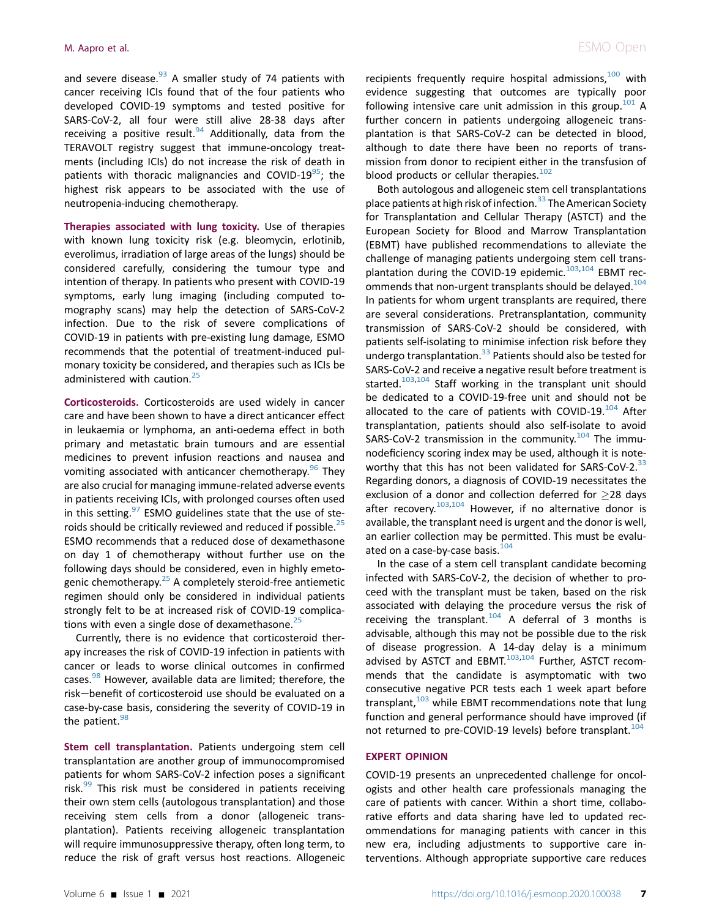and severe disease.[93] A smaller study of 74 patients with cancer receiving ICIs found that of the four patients who developed COVID-19 symptoms and tested positive for SARS-CoV-2, all four were still alive 28-38 days after receiving a positive result.[94] Additionally, data from the TERAVOLT registry suggest that immune-oncology treatments (including ICIs) do not increase the risk of death in patients with thoracic malignancies and COVID-19[95]; the highest risk appears to be associated with the use of neutropenia-inducing chemotherapy.

**Therapies associated with lung toxicity.** Use of therapies with known lung toxicity risk (e.g. bleomycin, erlotinib, everolimus, irradiation of large areas of the lungs) should be considered carefully, considering the tumour type and intention of therapy. In patients who present with COVID-19 symptoms, early lung imaging (including computed tomography scans) may help the detection of SARS-CoV-2 infection. Due to the risk of severe complications of COVID-19 in patients with pre-existing lung damage, ESMO recommends that the potential of treatment-induced pulmonary toxicity be considered, and therapies such as ICIs be administered with caution.[25]

**Corticosteroids.** Corticosteroids are used widely in cancer care and have been shown to have a direct anticancer effect in leukaemia or lymphoma, an anti-oedema effect in both primary and metastatic brain tumours and are essential medicines to prevent infusion reactions and nausea and vomiting associated with anticancer chemotherapy.[96] They are also crucial for managing immune-related adverse events in patients receiving ICIs, with prolonged courses often used in this setting.[97] ESMO guidelines state that the use of steroids should be critically reviewed and reduced if possible.[25] ESMO recommends that a reduced dose of dexamethasone on day 1 of chemotherapy without further use on the following days should be considered, even in highly emetogenic chemotherapy.[25] A completely steroid-free antiemetic regimen should only be considered in individual patients strongly felt to be at increased risk of COVID-19 complications with even a single dose of dexamethasone.[25]

Currently, there is no evidence that corticosteroid therapy increases the risk of COVID-19 infection in patients with cancer or leads to worse clinical outcomes in confirmed cases.[98] However, available data are limited; therefore, the risk—benefit of corticosteroid use should be evaluated on a case-by-case basis, considering the severity of COVID-19 in the patient.[98]

**Stem cell transplantation.** Patients undergoing stem cell transplantation are another group of immunocompromised patients for whom SARS-CoV-2 infection poses a significant risk.[99] This risk must be considered in patients receiving their own stem cells (autologous transplantation) and those receiving stem cells from a donor (allogeneic transplantation). Patients receiving allogeneic transplantation will require immunosuppressive therapy, often long term, to reduce the risk of graft versus host reactions. Allogeneic recipients frequently require hospital admissions,[100] with evidence suggesting that outcomes are typically poor following intensive care unit admission in this group.[101] A further concern in patients undergoing allogeneic transplantation is that SARS-CoV-2 can be detected in blood, although to date there have been no reports of transmission from donor to recipient either in the transfusion of blood products or cellular therapies.[102]

Both autologous and allogeneic stem cell transplantations place patients at high risk of infection.[33] The American Society for Transplantation and Cellular Therapy (ASTCT) and the European Society for Blood and Marrow Transplantation (EBMT) have published recommendations to alleviate the challenge of managing patients undergoing stem cell transplantation during the COVID-19 epidemic.[103,104] EBMT recommends that non-urgent transplants should be delayed.[104] In patients for whom urgent transplants are required, there are several considerations. Pretransplantation, community transmission of SARS-CoV-2 should be considered, with patients self-isolating to minimise infection risk before they undergo transplantation.[33] Patients should also be tested for SARS-CoV-2 and receive a negative result before treatment is started.[103,104] Staff working in the transplant unit should be dedicated to a COVID-19-free unit and should not be allocated to the care of patients with COVID-19.[104] After transplantation, patients should also self-isolate to avoid SARS-CoV-2 transmission in the community.[104] The immunodeficiency scoring index may be used, although it is noteworthy that this has not been validated for SARS-CoV-2.[33] Regarding donors, a diagnosis of COVID-19 necessitates the exclusion of a donor and collection deferred for ≥28 days after recovery.[103,104] However, if no alternative donor is available, the transplant need is urgent and the donor is well, an earlier collection may be permitted. This must be evaluated on a case-by-case basis.[104]

In the case of a stem cell transplant candidate becoming infected with SARS-CoV-2, the decision of whether to proceed with the transplant must be taken, based on the risk associated with delaying the procedure versus the risk of receiving the transplant.[104] A deferral of 3 months is advisable, although this may not be possible due to the risk of disease progression. A 14-day delay is a minimum advised by ASTCT and EBMT.[103,104] Further, ASTCT recommends that the candidate is asymptomatic with two consecutive negative PCR tests each 1 week apart before transplant,[103] while EBMT recommendations note that lung function and general performance should have improved (if not returned to pre-COVID-19 levels) before transplant.[104]

## EXPERT OPINION

COVID-19 presents an unprecedented challenge for oncologists and other health care professionals managing the care of patients with cancer. Within a short time, collaborative efforts and data sharing have led to updated recommendations for managing patients with cancer in this new era, including adjustments to supportive care interventions. Although appropriate supportive care reduces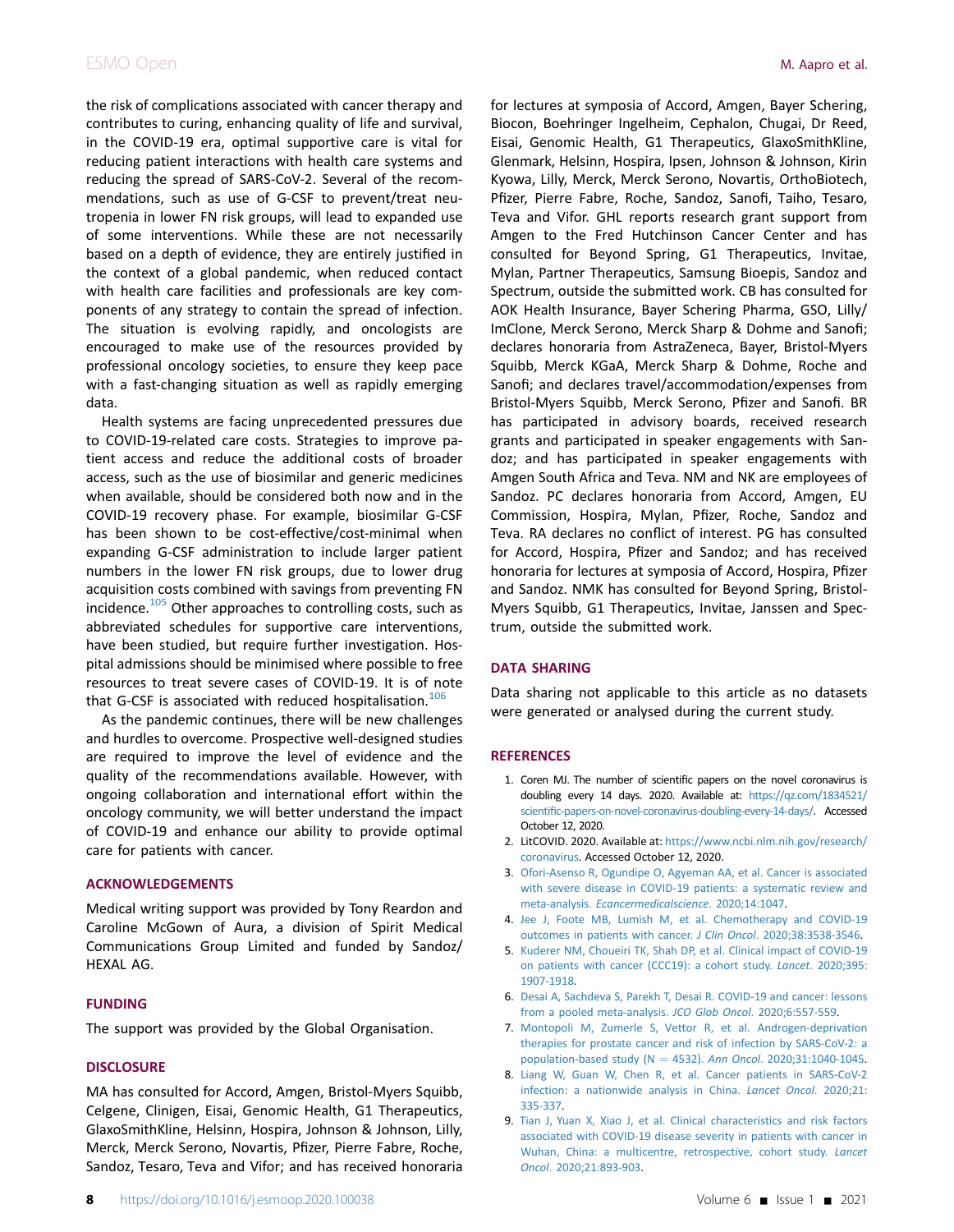the risk of complications associated with cancer therapy and contributes to curing, enhancing quality of life and survival, in the COVID-19 era, optimal supportive care is vital for reducing patient interactions with health care systems and reducing the spread of SARS-CoV-2. Several of the recommendations, such as use of G-CSF to prevent/treat neutropenia in lower FN risk groups, will lead to expanded use of some interventions. While these are not necessarily based on a depth of evidence, they are entirely justified in the context of a global pandemic, when reduced contact with health care facilities and professionals are key components of any strategy to contain the spread of infection. The situation is evolving rapidly, and oncologists are encouraged to make use of the resources provided by professional oncology societies, to ensure they keep pace with a fast-changing situation as well as rapidly emerging data.

Health systems are facing unprecedented pressures due to COVID-19-related care costs. Strategies to improve patient access and reduce the additional costs of broader access, such as the use of biosimilar and generic medicines when available, should be considered both now and in the COVID-19 recovery phase. For example, biosimilar G-CSF has been shown to be cost-effective/cost-minimal when expanding G-CSF administration to include larger patient numbers in the lower FN risk groups, due to lower drug acquisition costs combined with savings from preventing FN incidence.[105] Other approaches to controlling costs, such as abbreviated schedules for supportive care interventions, have been studied, but require further investigation. Hospital admissions should be minimised where possible to free resources to treat severe cases of COVID-19. It is of note that G-CSF is associated with reduced hospitalisation.[106]

As the pandemic continues, there will be new challenges and hurdles to overcome. Prospective well-designed studies are required to improve the level of evidence and the quality of the recommendations available. However, with ongoing collaboration and international effort within the oncology community, we will better understand the impact of COVID-19 and enhance our ability to provide optimal care for patients with cancer.

## ACKNOWLEDGEMENTS

Medical writing support was provided by Tony Reardon and Caroline McGown of Aura, a division of Spirit Medical Communications Group Limited and funded by Sandoz/HEXAL AG.

## FUNDING

The support was provided by the Global Organisation.

## DISCLOSURE

MA has consulted for Accord, Amgen, Bristol-Myers Squibb, Celgene, Clinigen, Eisai, Genomic Health, G1 Therapeutics, GlaxoSmithKline, Helsinn, Hospira, Johnson & Johnson, Lilly, Merck, Merck Serono, Novartis, Pfizer, Pierre Fabre, Roche, Sandoz, Tesaro, Teva and Vifor; and has received honoraria for lectures at symposia of Accord, Amgen, Bayer Schering, Biocon, Boehringer Ingelheim, Cephalon, Chugai, Dr Reed, Eisai, Genomic Health, G1 Therapeutics, GlaxoSmithKline, Glenmark, Helsinn, Hospira, Ipsen, Johnson & Johnson, Kirin Kyowa, Lilly, Merck, Merck Serono, Novartis, OrthoBiotech, Pfizer, Pierre Fabre, Roche, Sandoz, Sanofi, Taiho, Tesaro, Teva and Vifor. GHL reports research grant support from Amgen to the Fred Hutchinson Cancer Center and has consulted for Beyond Spring, G1 Therapeutics, Invitae, Mylan, Partner Therapeutics, Samsung Bioepis, Sandoz and Spectrum, outside the submitted work. CB has consulted for AOK Health Insurance, Bayer Schering Pharma, GSO, Lilly/ImClone, Merck Serono, Merck Sharp & Dohme and Sanofi; declares honoraria from AstraZeneca, Bayer, Bristol-Myers Squibb, Merck KGaA, Merck Sharp & Dohme, Roche and Sanofi; and declares travel/accommodation/expenses from Bristol-Myers Squibb, Merck Serono, Pfizer and Sanofi. BR has participated in advisory boards, received research grants and participated in speaker engagements with Sandoz; and has participated in speaker engagements with Amgen South Africa and Teva. NM and NK are employees of Sandoz. PC declares honoraria from Accord, Amgen, EU Commission, Hospira, Mylan, Pfizer, Roche, Sandoz and Teva. RA declares no conflict of interest. PG has consulted for Accord, Hospira, Pfizer and Sandoz; and has received honoraria for lectures at symposia of Accord, Hospira, Pfizer and Sandoz. NMK has consulted for Beyond Spring, Bristol-Myers Squibb, G1 Therapeutics, Invitae, Janssen and Spectrum, outside the submitted work.

## DATA SHARING

Data sharing not applicable to this article as no datasets were generated or analysed during the current study.

## REFERENCES

1. Coren MJ. The number of scientific papers on the novel coronavirus is doubling every 14 days. 2020. Available at: https://qz.com/1834521/scientific-papers-on-novel-coronavirus-doubling-every-14-days/. Accessed October 12, 2020.
2. LitCOVID. 2020. Available at: https://www.ncbi.nlm.nih.gov/research/coronavirus. Accessed October 12, 2020.
3. Ofori-Asenso R, Ogundipe O, Agyeman AA, et al. Cancer is associated with severe disease in COVID-19 patients: a systematic review and meta-analysis. *Ecancermedicalscience*. 2020;14:1047.
4. Jee J, Foote MB, Lumish M, et al. Chemotherapy and COVID-19 outcomes in patients with cancer. *J Clin Oncol*. 2020;38:3538-3546.
5. Kuderer NM, Choueiri TK, Shah DP, et al. Clinical impact of COVID-19 on patients with cancer (CCC19): a cohort study. *Lancet*. 2020;395:1907-1918.
6. Desai A, Sachdeva S, Parekh T, Desai R. COVID-19 and cancer: lessons from a pooled meta-analysis. *JCO Glob Oncol*. 2020;6:557-559.
7. Montopoli M, Zumerle S, Vettor R, et al. Androgen-deprivation therapies for prostate cancer and risk of infection by SARS-CoV-2: a population-based study (N = 4532). *Ann Oncol*. 2020;31:1040-1045.
8. Liang W, Guan W, Chen R, et al. Cancer patients in SARS-CoV-2 infection: a nationwide analysis in China. *Lancet Oncol*. 2020;21:335-337.
9. Tian J, Yuan X, Xiao J, et al. Clinical characteristics and risk factors associated with COVID-19 disease severity in patients with cancer in Wuhan, China: a multicentre, retrospective, cohort study. *Lancet Oncol*. 2020;21:893-903.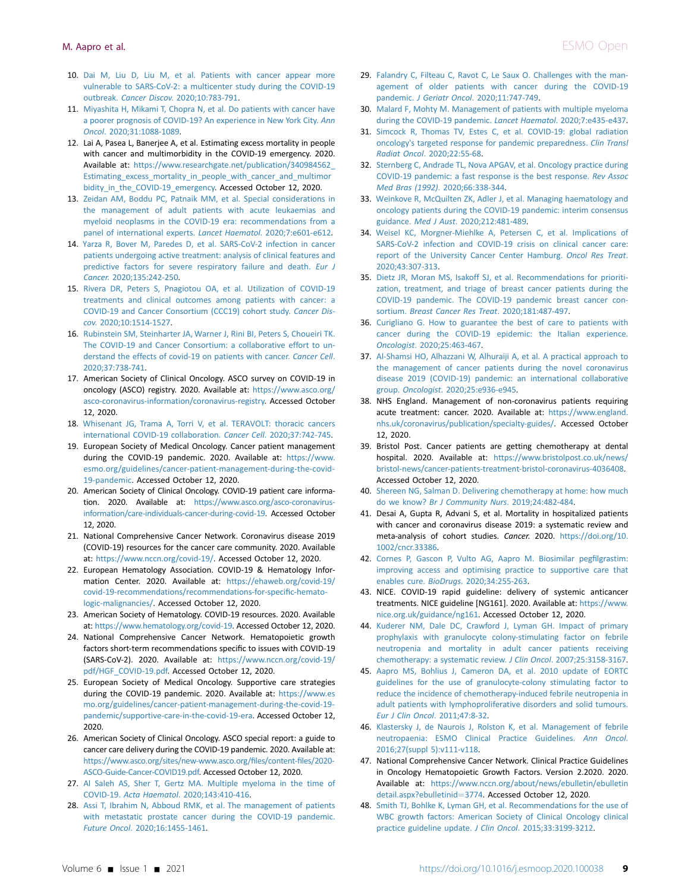10. Dai M, Liu D, Liu M, et al. Patients with cancer appear more vulnerable to SARS-CoV-2: a multicenter study during the COVID-19 outbreak. *Cancer Discov.* 2020;10:783-791.
11. Miyashita H, Mikami T, Chopra N, et al. Do patients with cancer have a poorer prognosis of COVID-19? An experience in New York City. *Ann Oncol.* 2020;31:1088-1089.
12. Lai A, Pasea L, Banerjee A, et al. Estimating excess mortality in people with cancer and multimorbidity in the COVID-19 emergency. 2020. Available at: https://www.researchgate.net/publication/340984562_Estimating_excess_mortality_in_people_with_cancer_and_multimorbidity_in_the_COVID-19_emergency. Accessed October 12, 2020.
13. Zeidan AM, Boddu PC, Patnaik MM, et al. Special considerations in the management of adult patients with acute leukaemias and myeloid neoplasms in the COVID-19 era: recommendations from a panel of international experts. *Lancet Haematol.* 2020;7:e601-e612.
14. Yarza R, Bover M, Paredes D, et al. SARS-CoV-2 infection in cancer patients undergoing active treatment: analysis of clinical features and predictive factors for severe respiratory failure and death. *Eur J Cancer.* 2020;135:242-250.
15. Rivera DR, Peters S, Pnagiotou OA, et al. Utilization of COVID-19 treatments and clinical outcomes among patients with cancer: a COVID-19 and Cancer Consortium (CCC19) cohort study. *Cancer Discov.* 2020;10:1514-1527.
16. Rubinstein SM, Steinharter JA, Warner J, Rini BI, Peters S, Choueiri TK. The COVID-19 and Cancer Consortium: a collaborative effort to understand the effects of covid-19 on patients with cancer. *Cancer Cell.* 2020;37:738-741.
17. American Society of Clinical Oncology. ASCO survey on COVID-19 in oncology (ASCO) registry. 2020. Available at: https://www.asco.org/asco-coronavirus-information/coronavirus-registry. Accessed October 12, 2020.
18. Whisenant JG, Trama A, Torri V, et al. TERAVOLT: thoracic cancers international COVID-19 collaboration. *Cancer Cell.* 2020;37:742-745.
19. European Society of Medical Oncology. Cancer patient management during the COVID-19 pandemic. 2020. Available at: https://www.esmo.org/guidelines/cancer-patient-management-during-the-covid-19-pandemic. Accessed October 12, 2020.
20. American Society of Clinical Oncology. COVID-19 patient care information. 2020. Available at: https://www.asco.org/asco-coronavirus-information/care-individuals-cancer-during-covid-19. Accessed October 12, 2020.
21. National Comprehensive Cancer Network. Coronavirus disease 2019 (COVID-19) resources for the cancer care community. 2020. Available at: https://www.nccn.org/covid-19/. Accessed October 12, 2020.
22. European Hematology Association. COVID-19 & Hematology Information Center. 2020. Available at: https://ehaweb.org/covid-19/covid-19-recommendations/recommendations-for-specific-hematologic-malignancies/. Accessed October 12, 2020.
23. American Society of Hematology. COVID-19 resources. 2020. Available at: https://www.hematology.org/covid-19. Accessed October 12, 2020.
24. National Comprehensive Cancer Network. Hematopoietic growth factors short-term recommendations specific to issues with COVID-19 (SARS-CoV-2). 2020. Available at: https://www.nccn.org/covid-19/pdf/HGF_COVID-19.pdf. Accessed October 12, 2020.
25. European Society of Medical Oncology. Supportive care strategies during the COVID-19 pandemic. 2020. Available at: https://www.esmo.org/guidelines/cancer-patient-management-during-the-covid-19-pandemic/supportive-care-in-the-covid-19-era. Accessed October 12, 2020.
26. American Society of Clinical Oncology. ASCO special report: a guide to cancer care delivery during the COVID-19 pandemic. 2020. Available at: https://www.asco.org/sites/new-www.asco.org/files/content-files/2020-ASCO-Guide-Cancer-COVID19.pdf. Accessed October 12, 2020.
27. Al Saleh AS, Sher T, Gertz MA. Multiple myeloma in the time of COVID-19. *Acta Haematol.* 2020;143:410-416.
28. Assi T, Ibrahim N, Abboud RMK, et al. The management of patients with metastatic prostate cancer during the COVID-19 pandemic. *Future Oncol.* 2020;16:1455-1461.
29. Falandry C, Filteau C, Ravot C, Le Saux O. Challenges with the management of older patients with cancer during the COVID-19 pandemic. *J Geriatr Oncol.* 2020;11:747-749.
30. Malard F, Mohty M. Management of patients with multiple myeloma during the COVID-19 pandemic. *Lancet Haematol.* 2020;7:e435-e437.
31. Simcock R, Thomas TV, Estes C, et al. COVID-19: global radiation oncology's targeted response for pandemic preparedness. *Clin Transl Radiat Oncol.* 2020;22:55-68.
32. Sternberg C, Andrade TL, Nova APGAV, et al. Oncology practice during COVID-19 pandemic: a fast response is the best response. *Rev Assoc Med Bras (1992).* 2020;66:338-344.
33. Weinkove R, McQuilten ZK, Adler J, et al. Managing haematology and oncology patients during the COVID-19 pandemic: interim consensus guidance. *Med J Aust.* 2020;212:481-489.
34. Weisel KC, Morgner-Miehlke A, Petersen C, et al. Implications of SARS-CoV-2 infection and COVID-19 crisis on clinical cancer care: report of the University Cancer Center Hamburg. *Oncol Res Treat.* 2020;43:307-313.
35. Dietz JR, Moran MS, Isakoff SJ, et al. Recommendations for prioritization, treatment, and triage of breast cancer patients during the COVID-19 pandemic. The COVID-19 pandemic breast cancer consortium. *Breast Cancer Res Treat.* 2020;181:487-497.
36. Curigliano G. How to guarantee the best of care to patients with cancer during the COVID-19 epidemic: the Italian experience. *Oncologist.* 2020;25:463-467.
37. Al-Shamsi HO, Alhazzani W, Alhuraiji A, et al. A practical approach to the management of cancer patients during the novel coronavirus disease 2019 (COVID-19) pandemic: an international collaborative group. *Oncologist.* 2020;25:e936-e945.
38. NHS England. Management of non-coronavirus patients requiring acute treatment: cancer. 2020. Available at: https://www.england.nhs.uk/coronavirus/publication/specialty-guides/. Accessed October 12, 2020.
39. Bristol Post. Cancer patients are getting chemotherapy at dental hospital. 2020. Available at: https://www.bristolpost.co.uk/news/bristol-news/cancer-patients-treatment-bristol-coronavirus-4036408. Accessed October 12, 2020.
40. Shereen NG, Salman D. Delivering chemotherapy at home: how much do we know? *Br J Community Nurs.* 2019;24:482-484.
41. Desai A, Gupta R, Advani S, et al. Mortality in hospitalized patients with cancer and coronavirus disease 2019: a systematic review and meta-analysis of cohort studies. *Cancer.* 2020. https://doi.org/10.1002/cncr.33386.
42. Cornes P, Gascon P, Vulto AG, Aapro M. Biosimilar pegfilgrastim: improving access and optimising practice to supportive care that enables cure. *BioDrugs.* 2020;34:255-263.
43. NICE. COVID-19 rapid guideline: delivery of systemic anticancer treatments. NICE guideline [NG161]. 2020. Available at: https://www.nice.org.uk/guidance/ng161. Accessed October 12, 2020.
44. Kuderer NM, Dale DC, Crawford J, Lyman GH. Impact of primary prophylaxis with granulocyte colony-stimulating factor on febrile neutropenia and mortality in adult cancer patients receiving chemotherapy: a systematic review. *J Clin Oncol.* 2007;25:3158-3167.
45. Aapro MS, Bohlius J, Cameron DA, et al. 2010 update of EORTC guidelines for the use of granulocyte-colony stimulating factor to reduce the incidence of chemotherapy-induced febrile neutropenia in adult patients with lymphoproliferative disorders and solid tumours. *Eur J Clin Oncol.* 2011;47:8-32.
46. Klastersky J, de Naurois J, Rolston K, et al. Management of febrile neutropaenia: ESMO Clinical Practice Guidelines. *Ann Oncol.* 2016;27(suppl 5):v111-v118.
47. National Comprehensive Cancer Network. Clinical Practice Guidelines in Oncology Hematopoietic Growth Factors. Version 2.2020. 2020. Available at: https://www.nccn.org/about/news/ebulletin/ebulletindetail.aspx?ebulletinid=3774. Accessed October 12, 2020.
48. Smith TJ, Bohlke K, Lyman GH, et al. Recommendations for the use of WBC growth factors: American Society of Clinical Oncology clinical practice guideline update. *J Clin Oncol.* 2015;33:3199-3212.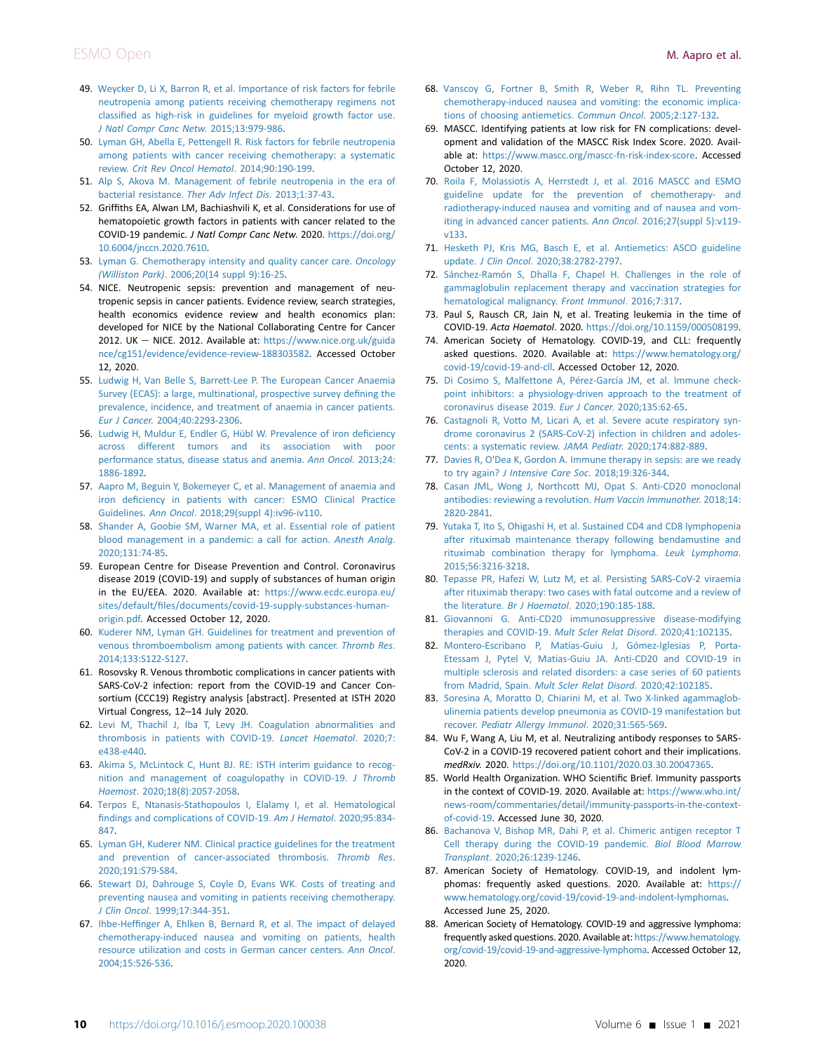49. Weycker D, Li X, Barron R, et al. Importance of risk factors for febrile neutropenia among patients receiving chemotherapy regimens not classified as high-risk in guidelines for myeloid growth factor use. *J Natl Compr Canc Netw*. 2015;13:979-986.
50. Lyman GH, Abella E, Pettengell R. Risk factors for febrile neutropenia among patients with cancer receiving chemotherapy: a systematic review. *Crit Rev Oncol Hematol*. 2014;90:190-199.
51. Alp S, Akova M. Management of febrile neutropenia in the era of bacterial resistance. *Ther Adv Infect Dis*. 2013;1:37-43.
52. Griffiths EA, Alwan LM, Bachiashvili K, et al. Considerations for use of hematopoietic growth factors in patients with cancer related to the COVID-19 pandemic. *J Natl Compr Canc Netw*. 2020. https://doi.org/10.6004/jnccn.2020.7610.
53. Lyman G. Chemotherapy intensity and quality cancer care. *Oncology (Williston Park)*. 2006;20(14 suppl 9):16-25.
54. NICE. Neutropenic sepsis: prevention and management of neutropenic sepsis in cancer patients. Evidence review, search strategies, health economics evidence review and health economics plan: developed for NICE by the National Collaborating Centre for Cancer 2012. UK — NICE. 2012. Available at: https://www.nice.org.uk/guidance/cg151/evidence/evidence-review-188303582. Accessed October 12, 2020.
55. Ludwig H, Van Belle S, Barrett-Lee P. The European Cancer Anaemia Survey (ECAS): a large, multinational, prospective survey defining the prevalence, incidence, and treatment of anaemia in cancer patients. *Eur J Cancer*. 2004;40:2293-2306.
56. Ludwig H, Muldur E, Endler G, Hübl W. Prevalence of iron deficiency across different tumors and its association with poor performance status, disease status and anemia. *Ann Oncol*. 2013;24:1886-1892.
57. Aapro M, Beguin Y, Bokemeyer C, et al. Management of anaemia and iron deficiency in patients with cancer: ESMO Clinical Practice Guidelines. *Ann Oncol*. 2018;29(suppl 4):iv96-iv110.
58. Shander A, Goobie SM, Warner MA, et al. Essential role of patient blood management in a pandemic: a call for action. *Anesth Analg*. 2020;131:74-85.
59. European Centre for Disease Prevention and Control. Coronavirus disease 2019 (COVID-19) and supply of substances of human origin in the EU/EEA. 2020. Available at: https://www.ecdc.europa.eu/sites/default/files/documents/covid-19-supply-substances-human-origin.pdf. Accessed October 12, 2020.
60. Kuderer NM, Lyman GH. Guidelines for treatment and prevention of venous thromboembolism among patients with cancer. *Thromb Res*. 2014;133:S122-S127.
61. Rosovsky R. Venous thrombotic complications in cancer patients with SARS-CoV-2 infection: report from the COVID-19 and Cancer Consortium (CCC19) Registry analysis [abstract]. Presented at ISTH 2020 Virtual Congress, 12–14 July 2020.
62. Levi M, Thachil J, Iba T, Levy JH. Coagulation abnormalities and thrombosis in patients with COVID-19. *Lancet Haematol*. 2020;7:e438-e440.
63. Akima S, McLintock C, Hunt BJ. RE: ISTH interim guidance to recognition and management of coagulopathy in COVID-19. *J Thromb Haemost*. 2020;18(8):2057-2058.
64. Terpos E, Ntanasis-Stathopoulos I, Elalamy I, et al. Hematological findings and complications of COVID-19. *Am J Hematol*. 2020;95:834-847.
65. Lyman GH, Kuderer NM. Clinical practice guidelines for the treatment and prevention of cancer-associated thrombosis. *Thromb Res*. 2020;191:S79-S84.
66. Stewart DJ, Dahrouge S, Coyle D, Evans WK. Costs of treating and preventing nausea and vomiting in patients receiving chemotherapy. *J Clin Oncol*. 1999;17:344-351.
67. Ihbe-Heffinger A, Ehlken B, Bernard R, et al. The impact of delayed chemotherapy-induced nausea and vomiting on patients, health resource utilization and costs in German cancer centers. *Ann Oncol*. 2004;15:526-536.
68. Vanscoy G, Fortner B, Smith R, Weber R, Rihn TL. Preventing chemotherapy-induced nausea and vomiting: the economic implications of choosing antiemetics. *Commun Oncol*. 2005;2:127-132.
69. MASCC. Identifying patients at low risk for FN complications: development and validation of the MASCC Risk Index Score. 2020. Available at: https://www.mascc.org/mascc-fn-risk-index-score. Accessed October 12, 2020.
70. Roila F, Molassiotis A, Herrstedt J, et al. 2016 MASCC and ESMO guideline update for the prevention of chemotherapy- and radiotherapy-induced nausea and vomiting and of nausea and vomiting in advanced cancer patients. *Ann Oncol*. 2016;27(suppl 5):v119-v133.
71. Hesketh PJ, Kris MG, Basch E, et al. Antiemetics: ASCO guideline update. *J Clin Oncol*. 2020;38:2782-2797.
72. Sánchez-Ramón S, Dhalla F, Chapel H. Challenges in the role of gammaglobulin replacement therapy and vaccination strategies for hematological malignancy. *Front Immunol*. 2016;7:317.
73. Paul S, Rausch CR, Jain N, et al. Treating leukemia in the time of COVID-19. *Acta Haematol*. 2020. https://doi.org/10.1159/000508199.
74. American Society of Hematology. COVID-19, and CLL: frequently asked questions. 2020. Available at: https://www.hematology.org/covid-19/covid-19-and-cll. Accessed October 12, 2020.
75. Di Cosimo S, Malfettone A, Pérez-García JM, et al. Immune checkpoint inhibitors: a physiology-driven approach to the treatment of coronavirus disease 2019. *Eur J Cancer*. 2020;135:62-65.
76. Castagnoli R, Votto M, Licari A, et al. Severe acute respiratory syndrome coronavirus 2 (SARS-CoV-2) infection in children and adolescents: a systematic review. *JAMA Pediatr*. 2020;174:882-889.
77. Davies R, O'Dea K, Gordon A. Immune therapy in sepsis: are we ready to try again? *J Intensive Care Soc*. 2018;19:326-344.
78. Casan JML, Wong J, Northcott MJ, Opat S. Anti-CD20 monoclonal antibodies: reviewing a revolution. *Hum Vaccin Immunother*. 2018;14:2820-2841.
79. Yutaka T, Ito S, Ohigashi H, et al. Sustained CD4 and CD8 lymphopenia after rituximab maintenance therapy following bendamustine and rituximab combination therapy for lymphoma. *Leuk Lymphoma*. 2015;56:3216-3218.
80. Tepasse PR, Hafezi W, Lutz M, et al. Persisting SARS-CoV-2 viraemia after rituximab therapy: two cases with fatal outcome and a review of the literature. *Br J Haematol*. 2020;190:185-188.
81. Giovannoni G. Anti-CD20 immunosuppressive disease-modifying therapies and COVID-19. *Mult Scler Relat Disord*. 2020;41:102135.
82. Montero-Escribano P, Matías-Guiu J, Gómez-Iglesias P, Porta-Etessam J, Pytel V, Matias-Guiu JA. Anti-CD20 and COVID-19 in multiple sclerosis and related disorders: a case series of 60 patients from Madrid, Spain. *Mult Scler Relat Disord*. 2020;42:102185.
83. Soresina A, Moratto D, Chiarini M, et al. Two X-linked agammaglobulinemia patients develop pneumonia as COVID-19 manifestation but recover. *Pediatr Allergy Immunol*. 2020;31:565-569.
84. Wu F, Wang A, Liu M, et al. Neutralizing antibody responses to SARS-CoV-2 in a COVID-19 recovered patient cohort and their implications. *medRxiv*. 2020. https://doi.org/10.1101/2020.03.30.20047365.
85. World Health Organization. WHO Scientific Brief. Immunity passports in the context of COVID-19. 2020. Available at: https://www.who.int/news-room/commentaries/detail/immunity-passports-in-the-context-of-covid-19. Accessed June 30, 2020.
86. Bachanova V, Bishop MR, Dahi P, et al. Chimeric antigen receptor T Cell therapy during the COVID-19 pandemic. *Biol Blood Marrow Transplant*. 2020;26:1239-1246.
87. American Society of Hematology. COVID-19, and indolent lymphomas: frequently asked questions. 2020. Available at: https://www.hematology.org/covid-19/covid-19-and-indolent-lymphomas. Accessed June 25, 2020.
88. American Society of Hematology. COVID-19 and aggressive lymphoma: frequently asked questions. 2020. Available at: https://www.hematology.org/covid-19/covid-19-and-aggressive-lymphoma. Accessed October 12, 2020.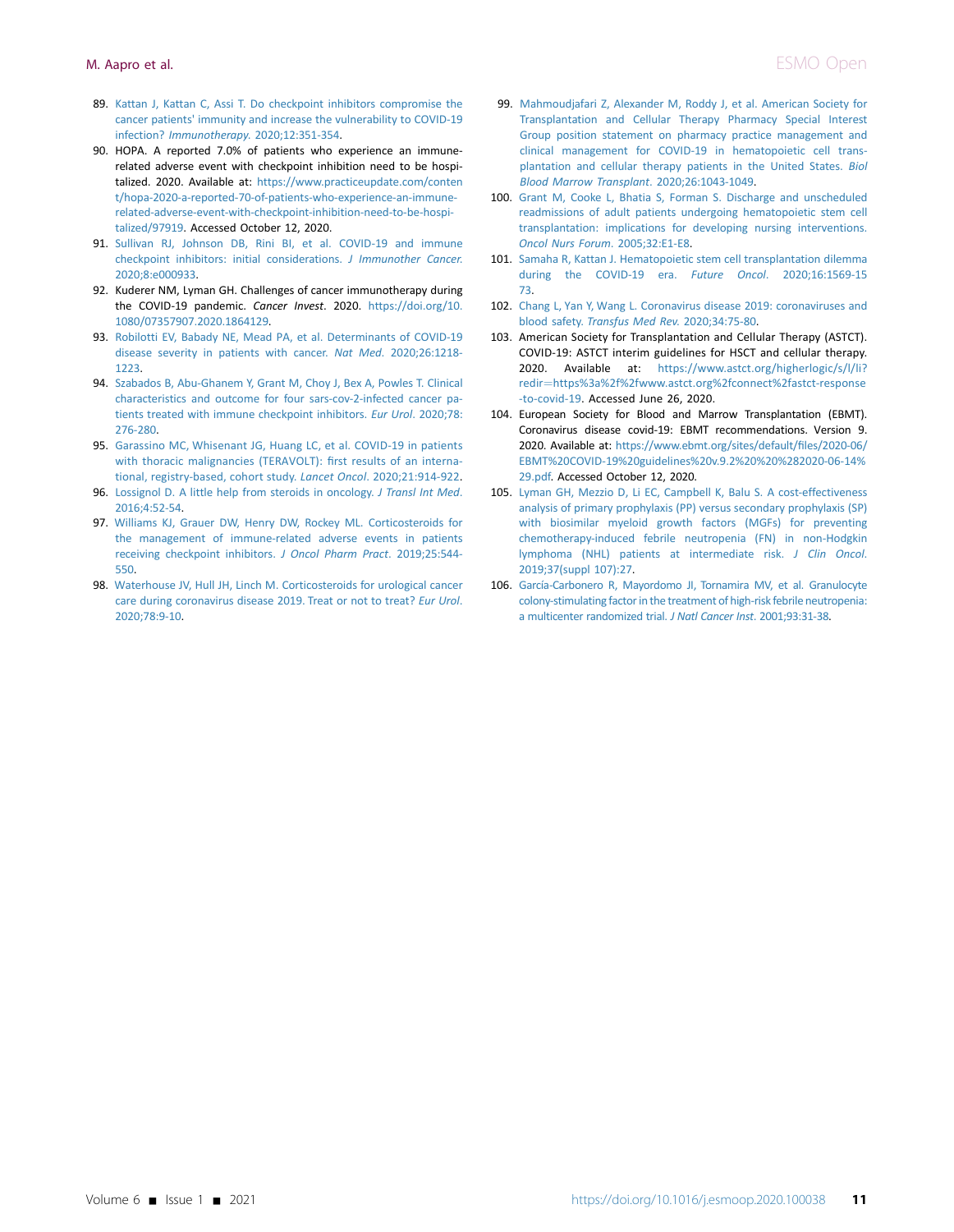89. Kattan J, Kattan C, Assi T. Do checkpoint inhibitors compromise the cancer patients' immunity and increase the vulnerability to COVID-19 infection? *Immunotherapy*. 2020;12:351-354.
90. HOPA. A reported 7.0% of patients who experience an immune-related adverse event with checkpoint inhibition need to be hospitalized. 2020. Available at: https://www.practiceupdate.com/content/hopa-2020-a-reported-70-of-patients-who-experience-an-immune-related-adverse-event-with-checkpoint-inhibition-need-to-be-hospitalized/97919. Accessed October 12, 2020.
91. Sullivan RJ, Johnson DB, Rini BI, et al. COVID-19 and immune checkpoint inhibitors: initial considerations. *J Immunother Cancer*. 2020;8:e000933.
92. Kuderer NM, Lyman GH. Challenges of cancer immunotherapy during the COVID-19 pandemic. *Cancer Invest*. 2020. https://doi.org/10.1080/07357907.2020.1864129.
93. Robilotti EV, Babady NE, Mead PA, et al. Determinants of COVID-19 disease severity in patients with cancer. *Nat Med*. 2020;26:1218-1223.
94. Szabados B, Abu-Ghanem Y, Grant M, Choy J, Bex A, Powles T. Clinical characteristics and outcome for four sars-cov-2-infected cancer patients treated with immune checkpoint inhibitors. *Eur Urol*. 2020;78:276-280.
95. Garassino MC, Whisenant JG, Huang LC, et al. COVID-19 in patients with thoracic malignancies (TERAVOLT): first results of an international, registry-based, cohort study. *Lancet Oncol*. 2020;21:914-922.
96. Lossignol D. A little help from steroids in oncology. *J Transl Int Med*. 2016;4:52-54.
97. Williams KJ, Grauer DW, Henry DW, Rockey ML. Corticosteroids for the management of immune-related adverse events in patients receiving checkpoint inhibitors. *J Oncol Pharm Pract*. 2019;25:544-550.
98. Waterhouse JV, Hull JH, Linch M. Corticosteroids for urological cancer care during coronavirus disease 2019. Treat or not to treat? *Eur Urol*. 2020;78:9-10.
99. Mahmoudjafari Z, Alexander M, Roddy J, et al. American Society for Transplantation and Cellular Therapy Pharmacy Special Interest Group position statement on pharmacy practice management and clinical management for COVID-19 in hematopoietic cell transplantation and cellular therapy patients in the United States. *Biol Blood Marrow Transplant*. 2020;26:1043-1049.
100. Grant M, Cooke L, Bhatia S, Forman S. Discharge and unscheduled readmissions of adult patients undergoing hematopoietic stem cell transplantation: implications for developing nursing interventions. *Oncol Nurs Forum*. 2005;32:E1-E8.
101. Samaha R, Kattan J. Hematopoietic stem cell transplantation dilemma during the COVID-19 era. *Future Oncol*. 2020;16:1569-1573.
102. Chang L, Yan Y, Wang L. Coronavirus disease 2019: coronaviruses and blood safety. *Transfus Med Rev*. 2020;34:75-80.
103. American Society for Transplantation and Cellular Therapy (ASTCT). COVID-19: ASTCT interim guidelines for HSCT and cellular therapy. 2020. Available at: https://www.astct.org/higherlogic/s/l/li?redir=https%3a%2f%2fwww.astct.org%2fconnect%2fastct-response-to-covid-19. Accessed June 26, 2020.
104. European Society for Blood and Marrow Transplantation (EBMT). Coronavirus disease covid-19: EBMT recommendations. Version 9. 2020. Available at: https://www.ebmt.org/sites/default/files/2020-06/EBMT%20COVID-19%20guidelines%20v.9.2%20%20%282020-06-14%29.pdf. Accessed October 12, 2020.
105. Lyman GH, Mezzio D, Li EC, Campbell K, Balu S. A cost-effectiveness analysis of primary prophylaxis (PP) versus secondary prophylaxis (SP) with biosimilar myeloid growth factors (MGFs) for preventing chemotherapy-induced febrile neutropenia (FN) in non-Hodgkin lymphoma (NHL) patients at intermediate risk. *J Clin Oncol*. 2019;37(suppl 107):27.
106. García-Carbonero R, Mayordomo JI, Tornamira MV, et al. Granulocyte colony-stimulating factor in the treatment of high-risk febrile neutropenia: a multicenter randomized trial. *J Natl Cancer Inst*. 2001;93:31-38.